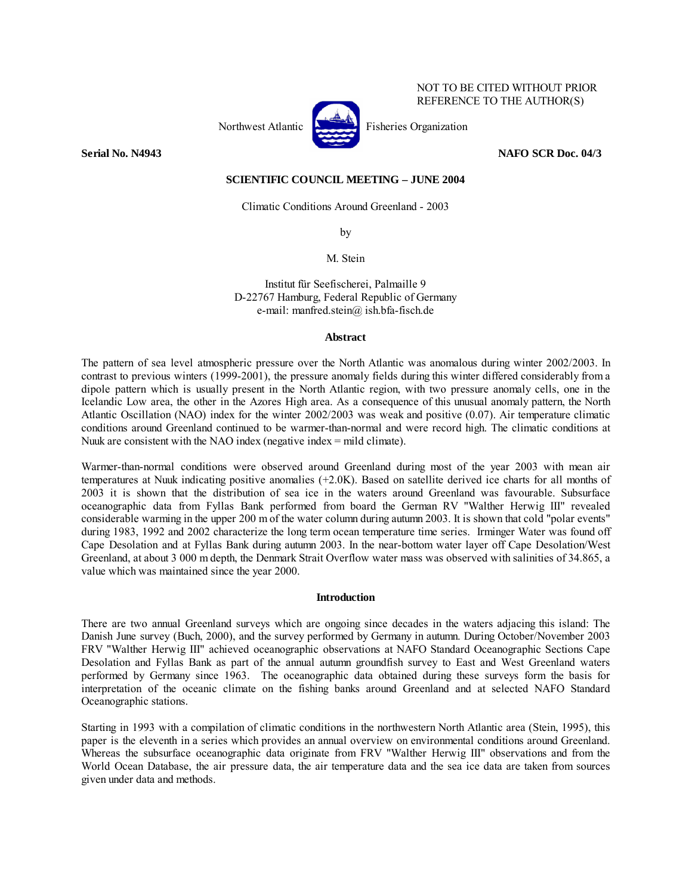NOT TO BE CITED WITHOUT PRIOR REFERENCE TO THE AUTHOR(S)

Northwest Atlantic Fisheries Organization

**Serial No. N4943** **NAFO SCR Doc. 04/3**

**SCIENTIFIC COUNCIL MEETING – JUNE 2004**

Climatic Conditions Around Greenland - 2003

by

M. Stein

Institut für Seefischerei, Palmaille 9
D-22767 Hamburg, Federal Republic of Germany
e-mail: manfred.stein@ ish.bfa-fisch.de

## Abstract

The pattern of sea level atmospheric pressure over the North Atlantic was anomalous during winter 2002/2003. In contrast to previous winters (1999-2001), the pressure anomaly fields during this winter differed considerably from a dipole pattern which is usually present in the North Atlantic region, with two pressure anomaly cells, one in the Icelandic Low area, the other in the Azores High area. As a consequence of this unusual anomaly pattern, the North Atlantic Oscillation (NAO) index for the winter 2002/2003 was weak and positive (0.07). Air temperature climatic conditions around Greenland continued to be warmer-than-normal and were record high. The climatic conditions at Nuuk are consistent with the NAO index (negative index = mild climate).

Warmer-than-normal conditions were observed around Greenland during most of the year 2003 with mean air temperatures at Nuuk indicating positive anomalies (+2.0K). Based on satellite derived ice charts for all months of 2003 it is shown that the distribution of sea ice in the waters around Greenland was favourable. Subsurface oceanographic data from Fyllas Bank performed from board the German RV "Walther Herwig III" revealed considerable warming in the upper 200 m of the water column during autumn 2003. It is shown that cold "polar events" during 1983, 1992 and 2002 characterize the long term ocean temperature time series. Irminger Water was found off Cape Desolation and at Fyllas Bank during autumn 2003. In the near-bottom water layer off Cape Desolation/West Greenland, at about 3 000 m depth, the Denmark Strait Overflow water mass was observed with salinities of 34.865, a value which was maintained since the year 2000.

## Introduction

There are two annual Greenland surveys which are ongoing since decades in the waters adjacing this island: The Danish June survey (Buch, 2000), and the survey performed by Germany in autumn. During October/November 2003 FRV "Walther Herwig III" achieved oceanographic observations at NAFO Standard Oceanographic Sections Cape Desolation and Fyllas Bank as part of the annual autumn groundfish survey to East and West Greenland waters performed by Germany since 1963. The oceanographic data obtained during these surveys form the basis for interpretation of the oceanic climate on the fishing banks around Greenland and at selected NAFO Standard Oceanographic stations.

Starting in 1993 with a compilation of climatic conditions in the northwestern North Atlantic area (Stein, 1995), this paper is the eleventh in a series which provides an annual overview on environmental conditions around Greenland. Whereas the subsurface oceanographic data originate from FRV "Walther Herwig III" observations and from the World Ocean Database, the air pressure data, the air temperature data and the sea ice data are taken from sources given under data and methods.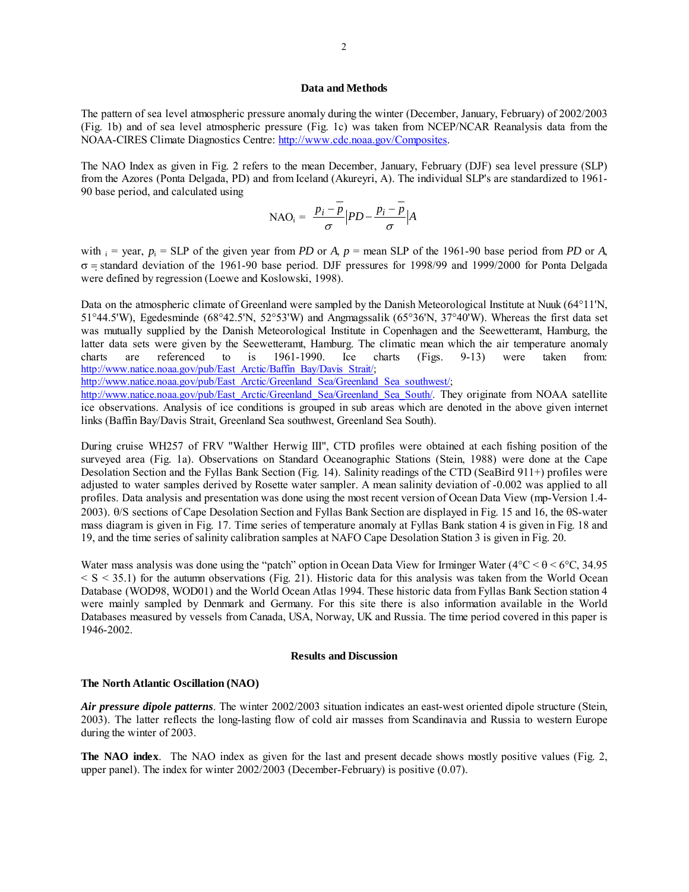## Data and Methods

The pattern of sea level atmospheric pressure anomaly during the winter (December, January, February) of 2002/2003 (Fig. 1b) and of sea level atmospheric pressure (Fig. 1c) was taken from NCEP/NCAR Reanalysis data from the NOAA-CIRES Climate Diagnostics Centre: http://www.cdc.noaa.gov/Composites.

The NAO Index as given in Fig. 2 refers to the mean December, January, February (DJF) sea level pressure (SLP) from the Azores (Ponta Delgada, PD) and from Iceland (Akureyri, A). The individual SLP's are standardized to 1961-90 base period, and calculated using

$$\text{NAO}_\text{i} = \frac{p_i - \overline{p}}{\sigma}\Big|PD - \frac{p_i - \overline{p}}{\sigma}\Big|A$$

with $_i$ = year, $p_i$ = SLP of the given year from *PD* or *A*, $p$ = mean SLP of the 1961-90 base period from *PD* or *A*, $\sigma$ = standard deviation of the 1961-90 base period. DJF pressures for 1998/99 and 1999/2000 for Ponta Delgada were defined by regression (Loewe and Koslowski, 1998).

Data on the atmospheric climate of Greenland were sampled by the Danish Meteorological Institute at Nuuk (64°11'N, 51°44.5'W), Egedesminde (68°42.5'N, 52°53'W) and Angmagssalik (65°36'N, 37°40'W). Whereas the first data set was mutually supplied by the Danish Meteorological Institute in Copenhagen and the Seewetteramt, Hamburg, the latter data sets were given by the Seewetteramt, Hamburg. The climatic mean which the air temperature anomaly charts are referenced to is 1961-1990. Ice charts (Figs. 9-13) were taken from: http://www.natice.noaa.gov/pub/East_Arctic/Baffin_Bay/Davis_Strait/; http://www.natice.noaa.gov/pub/East_Arctic/Greenland_Sea/Greenland_Sea_southwest/; http://www.natice.noaa.gov/pub/East_Arctic/Greenland_Sea/Greenland_Sea_South/. They originate from NOAA satellite ice observations. Analysis of ice conditions is grouped in sub areas which are denoted in the above given internet links (Baffin Bay/Davis Strait, Greenland Sea southwest, Greenland Sea South).

During cruise WH257 of FRV "Walther Herwig III", CTD profiles were obtained at each fishing position of the surveyed area (Fig. 1a). Observations on Standard Oceanographic Stations (Stein, 1988) were done at the Cape Desolation Section and the Fyllas Bank Section (Fig. 14). Salinity readings of the CTD (SeaBird 911+) profiles were adjusted to water samples derived by Rosette water sampler. A mean salinity deviation of -0.002 was applied to all profiles. Data analysis and presentation was done using the most recent version of Ocean Data View (mp-Version 1.4-2003). θ/S sections of Cape Desolation Section and Fyllas Bank Section are displayed in Fig. 15 and 16, the θS-water mass diagram is given in Fig. 17. Time series of temperature anomaly at Fyllas Bank station 4 is given in Fig. 18 and 19, and the time series of salinity calibration samples at NAFO Cape Desolation Station 3 is given in Fig. 20.

Water mass analysis was done using the "patch" option in Ocean Data View for Irminger Water (4°C < θ < 6°C, 34.95 < S < 35.1) for the autumn observations (Fig. 21). Historic data for this analysis was taken from the World Ocean Database (WOD98, WOD01) and the World Ocean Atlas 1994. These historic data from Fyllas Bank Section station 4 were mainly sampled by Denmark and Germany. For this site there is also information available in the World Databases measured by vessels from Canada, USA, Norway, UK and Russia. The time period covered in this paper is 1946-2002.

## Results and Discussion

### The North Atlantic Oscillation (NAO)

***Air pressure dipole patterns***. The winter 2002/2003 situation indicates an east-west oriented dipole structure (Stein, 2003). The latter reflects the long-lasting flow of cold air masses from Scandinavia and Russia to western Europe during the winter of 2003.

**The NAO index**. The NAO index as given for the last and present decade shows mostly positive values (Fig. 2, upper panel). The index for winter 2002/2003 (December-February) is positive (0.07).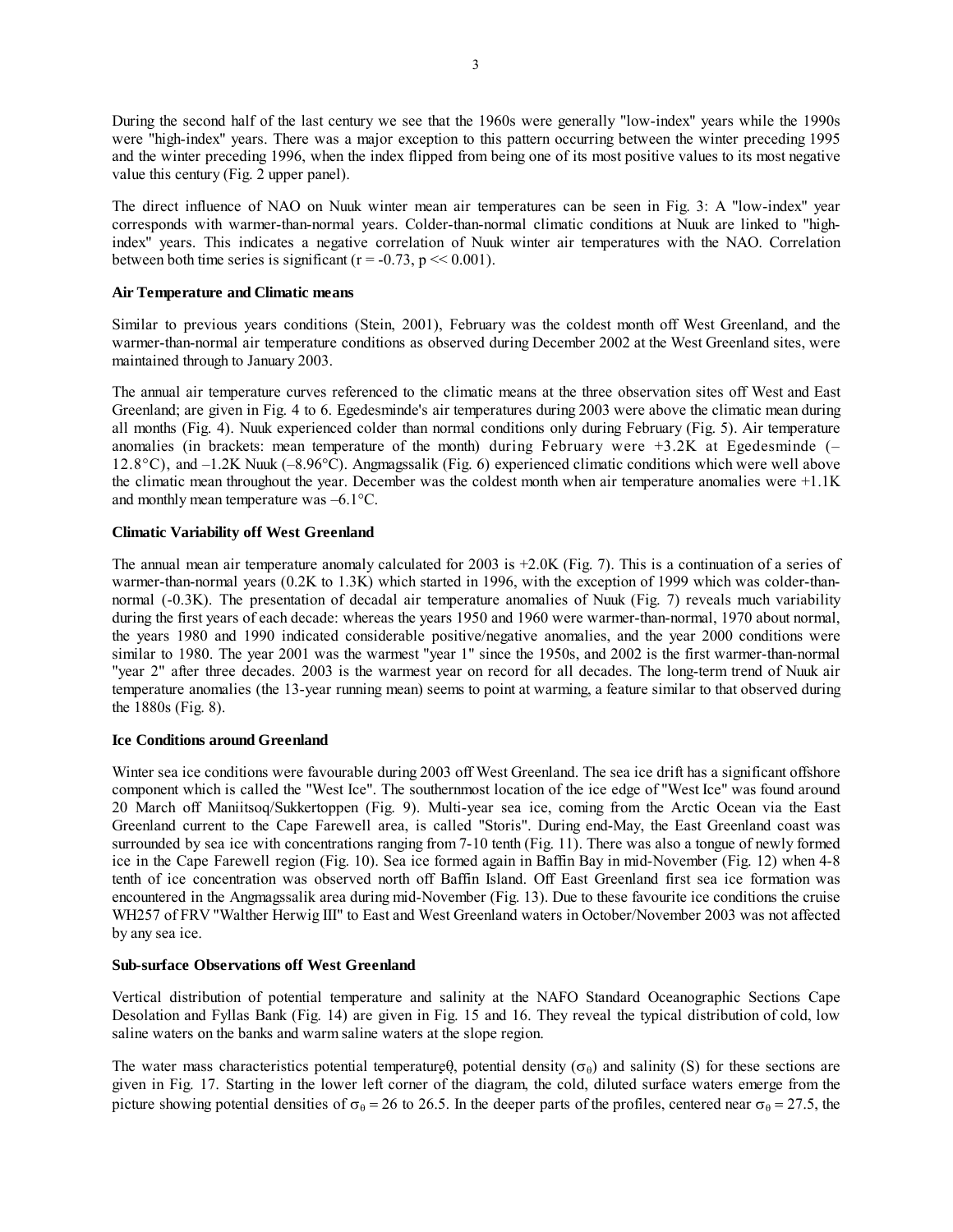During the second half of the last century we see that the 1960s were generally "low-index" years while the 1990s were "high-index" years. There was a major exception to this pattern occurring between the winter preceding 1995 and the winter preceding 1996, when the index flipped from being one of its most positive values to its most negative value this century (Fig. 2 upper panel).

The direct influence of NAO on Nuuk winter mean air temperatures can be seen in Fig. 3: A "low-index" year corresponds with warmer-than-normal years. Colder-than-normal climatic conditions at Nuuk are linked to "high-index" years. This indicates a negative correlation of Nuuk winter air temperatures with the NAO. Correlation between both time series is significant ($r = -0.73$, $p << 0.001$).

**Air Temperature and Climatic means**

Similar to previous years conditions (Stein, 2001), February was the coldest month off West Greenland, and the warmer-than-normal air temperature conditions as observed during December 2002 at the West Greenland sites, were maintained through to January 2003.

The annual air temperature curves referenced to the climatic means at the three observation sites off West and East Greenland; are given in Fig. 4 to 6. Egedesminde's air temperatures during 2003 were above the climatic mean during all months (Fig. 4). Nuuk experienced colder than normal conditions only during February (Fig. 5). Air temperature anomalies (in brackets: mean temperature of the month) during February were +3.2K at Egedesminde (–12.8°C), and –1.2K Nuuk (–8.96°C). Angmagssalik (Fig. 6) experienced climatic conditions which were well above the climatic mean throughout the year. December was the coldest month when air temperature anomalies were +1.1K and monthly mean temperature was –6.1°C.

**Climatic Variability off West Greenland**

The annual mean air temperature anomaly calculated for 2003 is +2.0K (Fig. 7). This is a continuation of a series of warmer-than-normal years (0.2K to 1.3K) which started in 1996, with the exception of 1999 which was colder-than-normal (-0.3K). The presentation of decadal air temperature anomalies of Nuuk (Fig. 7) reveals much variability during the first years of each decade: whereas the years 1950 and 1960 were warmer-than-normal, 1970 about normal, the years 1980 and 1990 indicated considerable positive/negative anomalies, and the year 2000 conditions were similar to 1980. The year 2001 was the warmest "year 1" since the 1950s, and 2002 is the first warmer-than-normal "year 2" after three decades. 2003 is the warmest year on record for all decades. The long-term trend of Nuuk air temperature anomalies (the 13-year running mean) seems to point at warming, a feature similar to that observed during the 1880s (Fig. 8).

**Ice Conditions around Greenland**

Winter sea ice conditions were favourable during 2003 off West Greenland. The sea ice drift has a significant offshore component which is called the "West Ice". The southernmost location of the ice edge of "West Ice" was found around 20 March off Maniitsoq/Sukkertoppen (Fig. 9). Multi-year sea ice, coming from the Arctic Ocean via the East Greenland current to the Cape Farewell area, is called "Storis". During end-May, the East Greenland coast was surrounded by sea ice with concentrations ranging from 7-10 tenth (Fig. 11). There was also a tongue of newly formed ice in the Cape Farewell region (Fig. 10). Sea ice formed again in Baffin Bay in mid-November (Fig. 12) when 4-8 tenth of ice concentration was observed north off Baffin Island. Off East Greenland first sea ice formation was encountered in the Angmagssalik area during mid-November (Fig. 13). Due to these favourite ice conditions the cruise WH257 of FRV "Walther Herwig III" to East and West Greenland waters in October/November 2003 was not affected by any sea ice.

**Sub-surface Observations off West Greenland**

Vertical distribution of potential temperature and salinity at the NAFO Standard Oceanographic Sections Cape Desolation and Fyllas Bank (Fig. 14) are given in Fig. 15 and 16. They reveal the typical distribution of cold, low saline waters on the banks and warm saline waters at the slope region.

The water mass characteristics potential temperature $\theta$, potential density ($\sigma_\theta$) and salinity (S) for these sections are given in Fig. 17. Starting in the lower left corner of the diagram, the cold, diluted surface waters emerge from the picture showing potential densities of $\sigma_\theta = 26$ to 26.5. In the deeper parts of the profiles, centered near $\sigma_\theta = 27.5$, the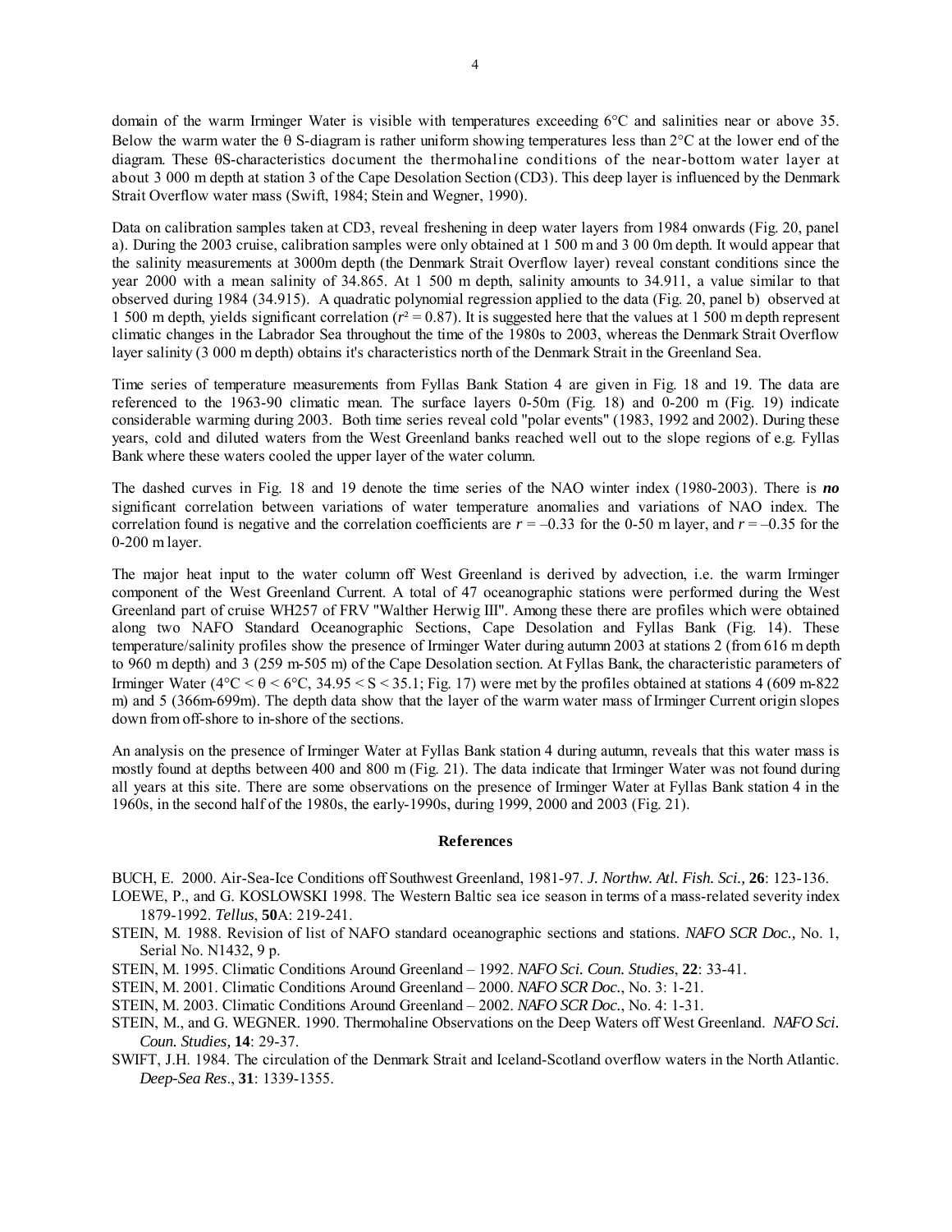domain of the warm Irminger Water is visible with temperatures exceeding 6°C and salinities near or above 35. Below the warm water the θ S-diagram is rather uniform showing temperatures less than 2°C at the lower end of the diagram. These θS-characteristics document the thermohaline conditions of the near-bottom water layer at about 3 000 m depth at station 3 of the Cape Desolation Section (CD3). This deep layer is influenced by the Denmark Strait Overflow water mass (Swift, 1984; Stein and Wegner, 1990).

Data on calibration samples taken at CD3, reveal freshening in deep water layers from 1984 onwards (Fig. 20, panel a). During the 2003 cruise, calibration samples were only obtained at 1 500 m and 3 00 0m depth. It would appear that the salinity measurements at 3000m depth (the Denmark Strait Overflow layer) reveal constant conditions since the year 2000 with a mean salinity of 34.865. At 1 500 m depth, salinity amounts to 34.911, a value similar to that observed during 1984 (34.915). A quadratic polynomial regression applied to the data (Fig. 20, panel b) observed at 1 500 m depth, yields significant correlation ($r^2 = 0.87$). It is suggested here that the values at 1 500 m depth represent climatic changes in the Labrador Sea throughout the time of the 1980s to 2003, whereas the Denmark Strait Overflow layer salinity (3 000 m depth) obtains it's characteristics north of the Denmark Strait in the Greenland Sea.

Time series of temperature measurements from Fyllas Bank Station 4 are given in Fig. 18 and 19. The data are referenced to the 1963-90 climatic mean. The surface layers 0-50m (Fig. 18) and 0-200 m (Fig. 19) indicate considerable warming during 2003. Both time series reveal cold "polar events" (1983, 1992 and 2002). During these years, cold and diluted waters from the West Greenland banks reached well out to the slope regions of e.g. Fyllas Bank where these waters cooled the upper layer of the water column.

The dashed curves in Fig. 18 and 19 denote the time series of the NAO winter index (1980-2003). There is ***no*** significant correlation between variations of water temperature anomalies and variations of NAO index. The correlation found is negative and the correlation coefficients are $r = -0.33$ for the 0-50 m layer, and $r = -0.35$ for the 0-200 m layer.

The major heat input to the water column off West Greenland is derived by advection, i.e. the warm Irminger component of the West Greenland Current. A total of 47 oceanographic stations were performed during the West Greenland part of cruise WH257 of FRV "Walther Herwig III". Among these there are profiles which were obtained along two NAFO Standard Oceanographic Sections, Cape Desolation and Fyllas Bank (Fig. 14). These temperature/salinity profiles show the presence of Irminger Water during autumn 2003 at stations 2 (from 616 m depth to 960 m depth) and 3 (259 m-505 m) of the Cape Desolation section. At Fyllas Bank, the characteristic parameters of Irminger Water (4°C < θ < 6°C, 34.95 < S < 35.1; Fig. 17) were met by the profiles obtained at stations 4 (609 m-822 m) and 5 (366m-699m). The depth data show that the layer of the warm water mass of Irminger Current origin slopes down from off-shore to in-shore of the sections.

An analysis on the presence of Irminger Water at Fyllas Bank station 4 during autumn, reveals that this water mass is mostly found at depths between 400 and 800 m (Fig. 21). The data indicate that Irminger Water was not found during all years at this site. There are some observations on the presence of Irminger Water at Fyllas Bank station 4 in the 1960s, in the second half of the 1980s, the early-1990s, during 1999, 2000 and 2003 (Fig. 21).

## References

BUCH, E. 2000. Air-Sea-Ice Conditions off Southwest Greenland, 1981-97. *J. Northw. Atl. Fish. Sci.,* **26**: 123-136.

LOEWE, P., and G. KOSLOWSKI 1998. The Western Baltic sea ice season in terms of a mass-related severity index 1879-1992. *Tellus*, **50**A: 219-241.

STEIN, M. 1988. Revision of list of NAFO standard oceanographic sections and stations. *NAFO SCR Doc.,* No. 1, Serial No. N1432, 9 p.

STEIN, M. 1995. Climatic Conditions Around Greenland – 1992. *NAFO Sci. Coun. Studies*, **22**: 33-41.

STEIN, M. 2001. Climatic Conditions Around Greenland – 2000. *NAFO SCR Doc.*, No. 3: 1-21.

STEIN, M. 2003. Climatic Conditions Around Greenland – 2002. *NAFO SCR Doc.*, No. 4: 1-31.

STEIN, M., and G. WEGNER. 1990. Thermohaline Observations on the Deep Waters off West Greenland. *NAFO Sci. Coun. Studies,* **14**: 29-37.

SWIFT, J.H. 1984. The circulation of the Denmark Strait and Iceland-Scotland overflow waters in the North Atlantic. *Deep-Sea Res*., **31**: 1339-1355.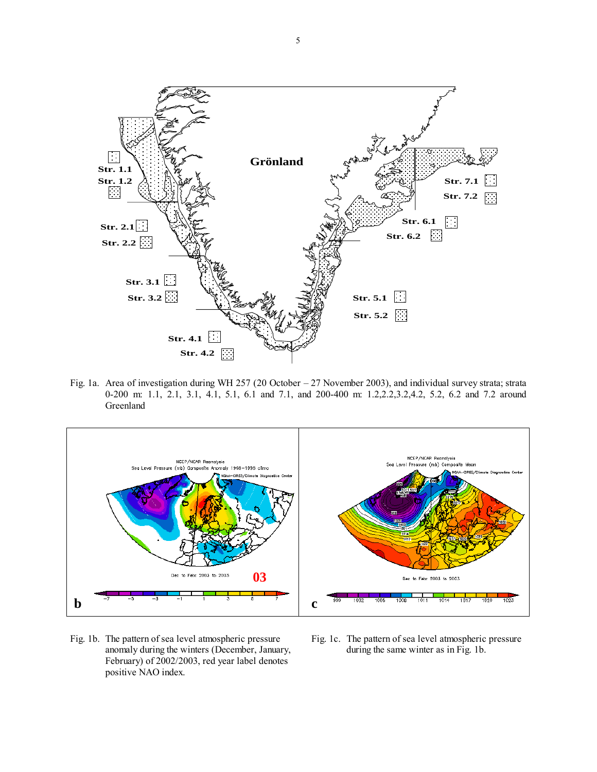Fig. 1a. Area of investigation during WH 257 (20 October – 27 November 2003), and individual survey strata; strata 0-200 m: 1.1, 2.1, 3.1, 4.1, 5.1, 6.1 and 7.1, and 200-400 m: 1.2,2.2,3.2,4.2, 5.2, 6.2 and 7.2 around Greenland

Fig. 1b. The pattern of sea level atmospheric pressure anomaly during the winters (December, January, February) of 2002/2003, red year label denotes positive NAO index.

Fig. 1c. The pattern of sea level atmospheric pressure during the same winter as in Fig. 1b.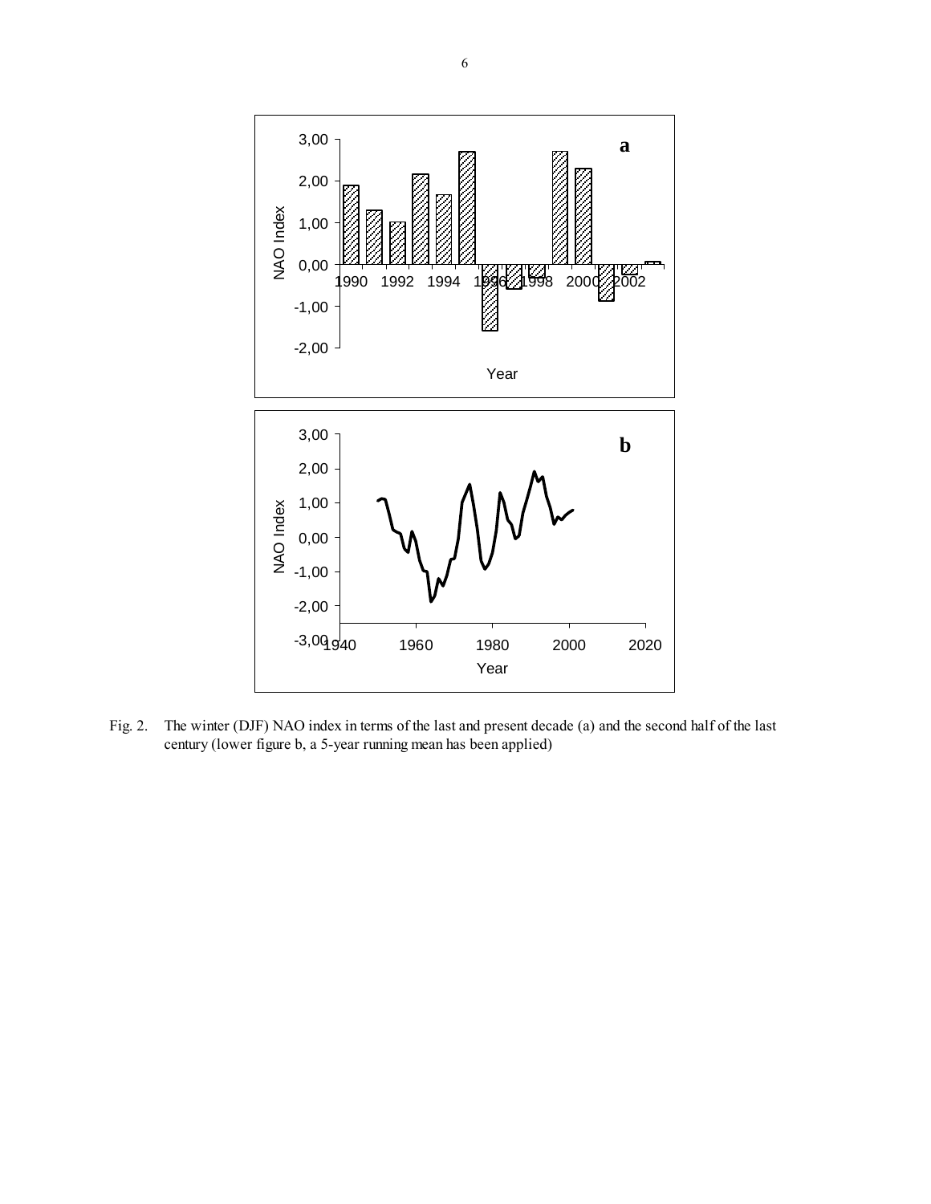Fig. 2. The winter (DJF) NAO index in terms of the last and present decade (a) and the second half of the last century (lower figure b, a 5-year running mean has been applied)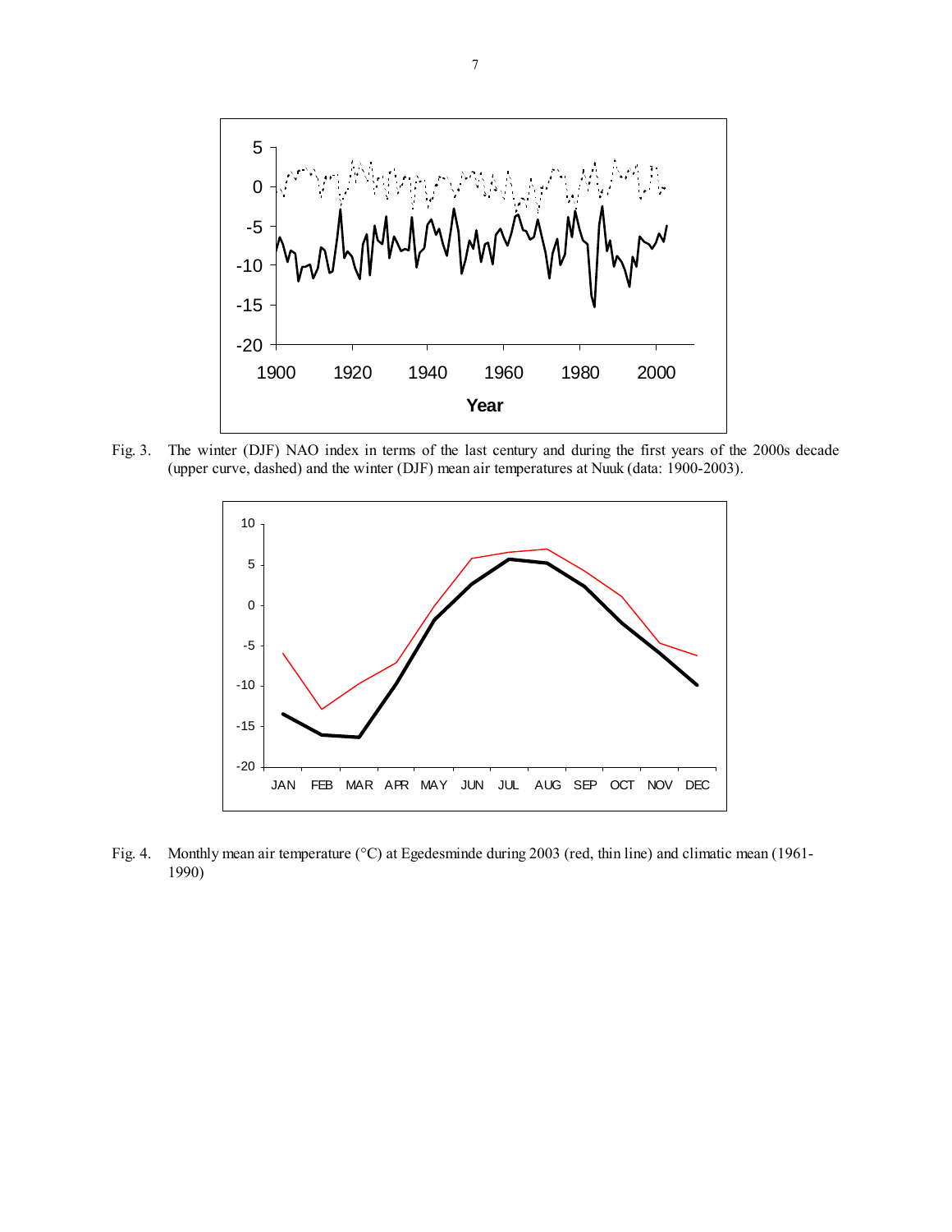Fig. 3. The winter (DJF) NAO index in terms of the last century and during the first years of the 2000s decade (upper curve, dashed) and the winter (DJF) mean air temperatures at Nuuk (data: 1900-2003).

Fig. 4. Monthly mean air temperature (°C) at Egedesminde during 2003 (red, thin line) and climatic mean (1961-1990)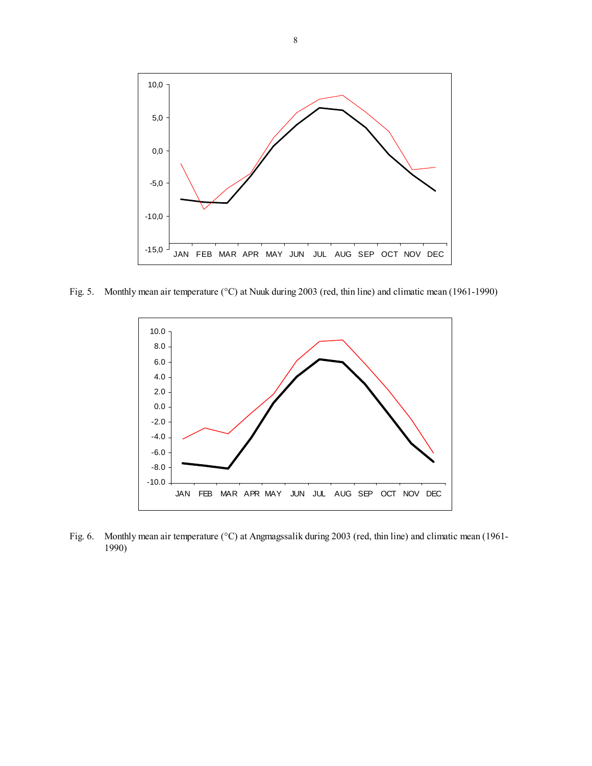Fig. 5. Monthly mean air temperature (°C) at Nuuk during 2003 (red, thin line) and climatic mean (1961-1990)

Fig. 6. Monthly mean air temperature (°C) at Angmagssalik during 2003 (red, thin line) and climatic mean (1961-1990)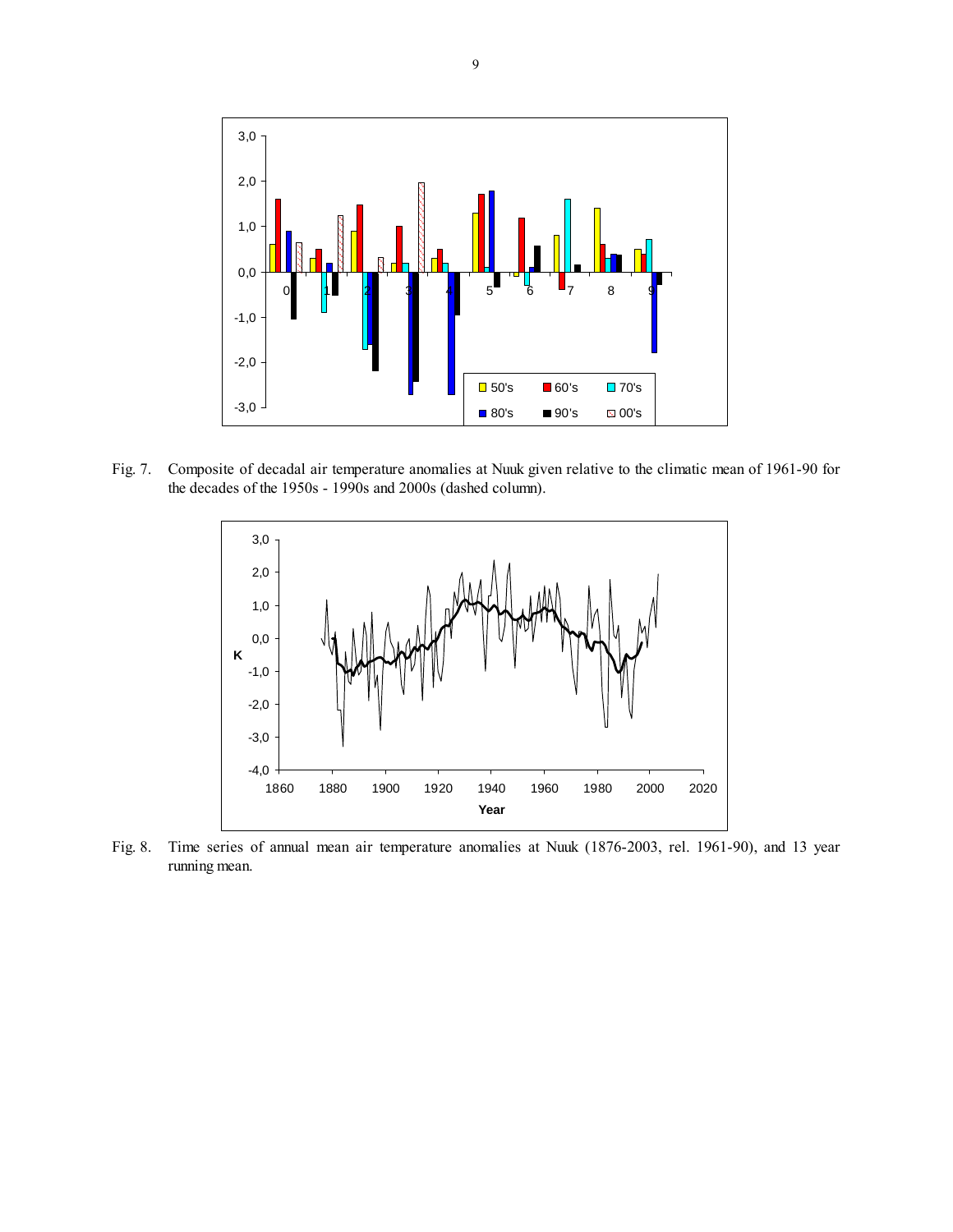Fig. 7. Composite of decadal air temperature anomalies at Nuuk given relative to the climatic mean of 1961-90 for the decades of the 1950s - 1990s and 2000s (dashed column).

Fig. 8. Time series of annual mean air temperature anomalies at Nuuk (1876-2003, rel. 1961-90), and 13 year running mean.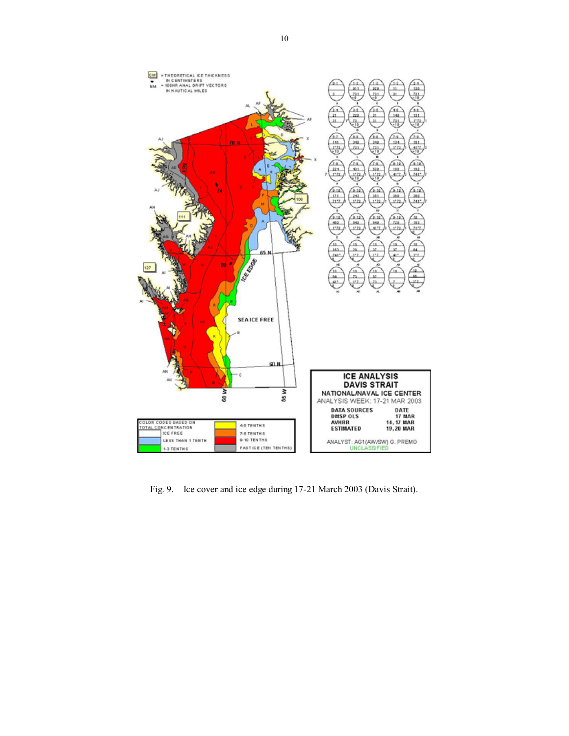Fig. 9. Ice cover and ice edge during 17-21 March 2003 (Davis Strait).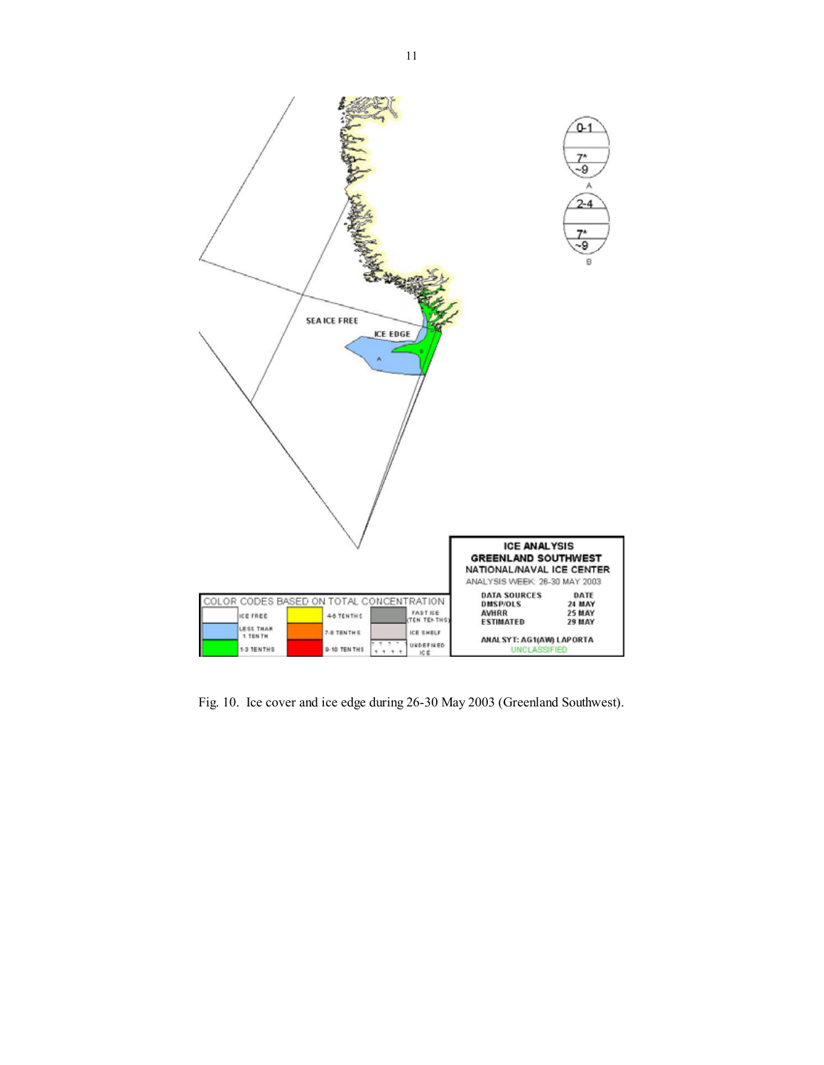Fig. 10. Ice cover and ice edge during 26-30 May 2003 (Greenland Southwest).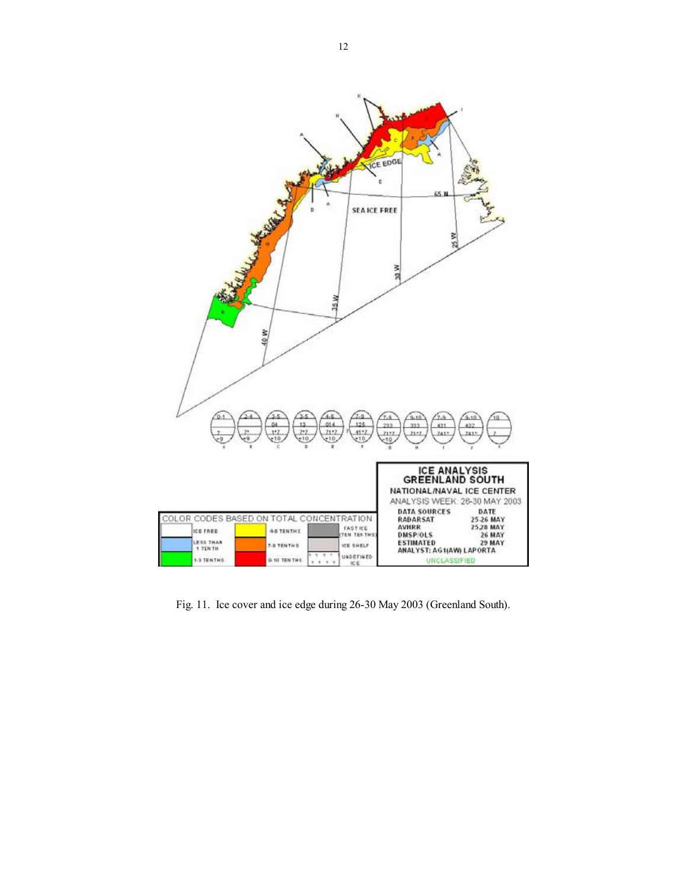Fig. 11. Ice cover and ice edge during 26-30 May 2003 (Greenland South).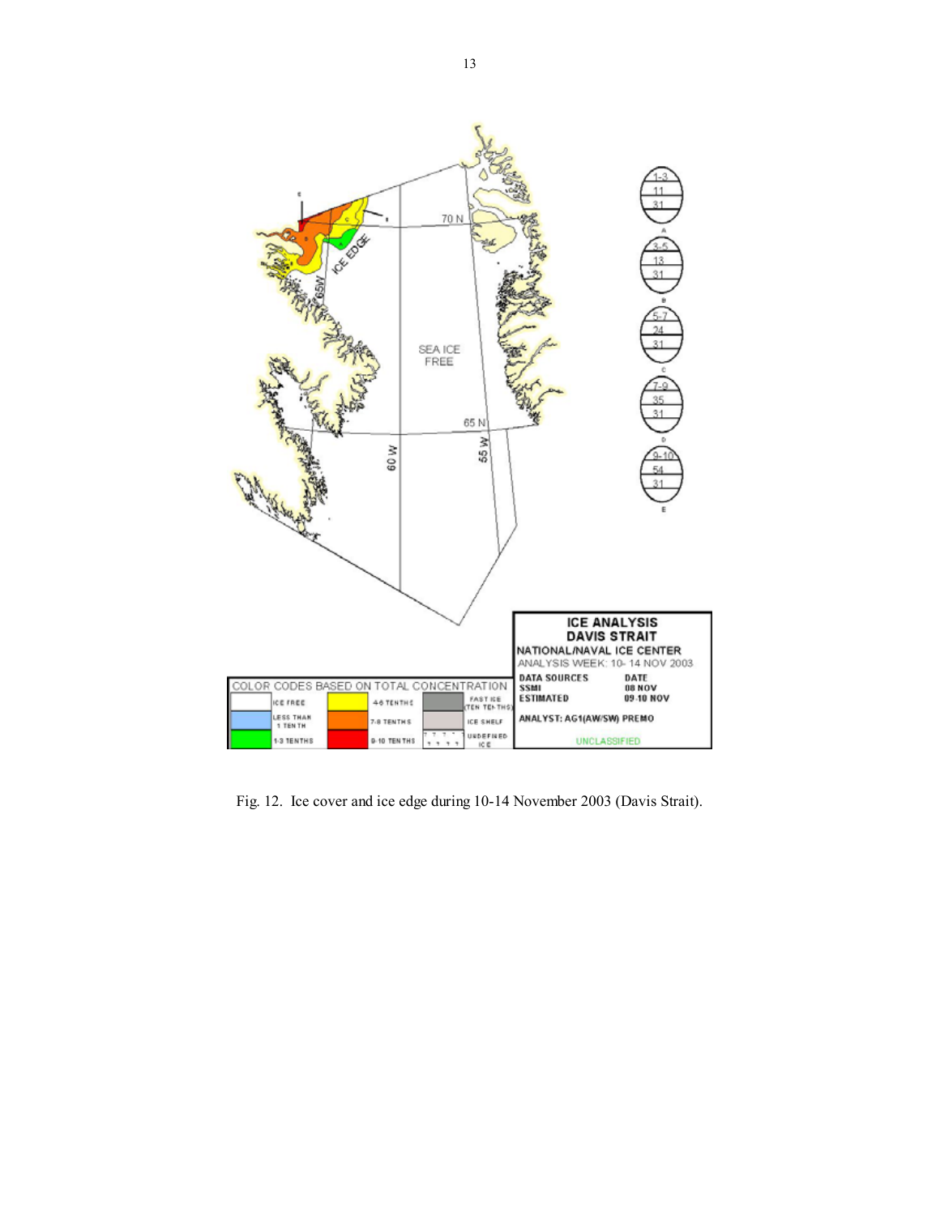Fig. 12. Ice cover and ice edge during 10-14 November 2003 (Davis Strait).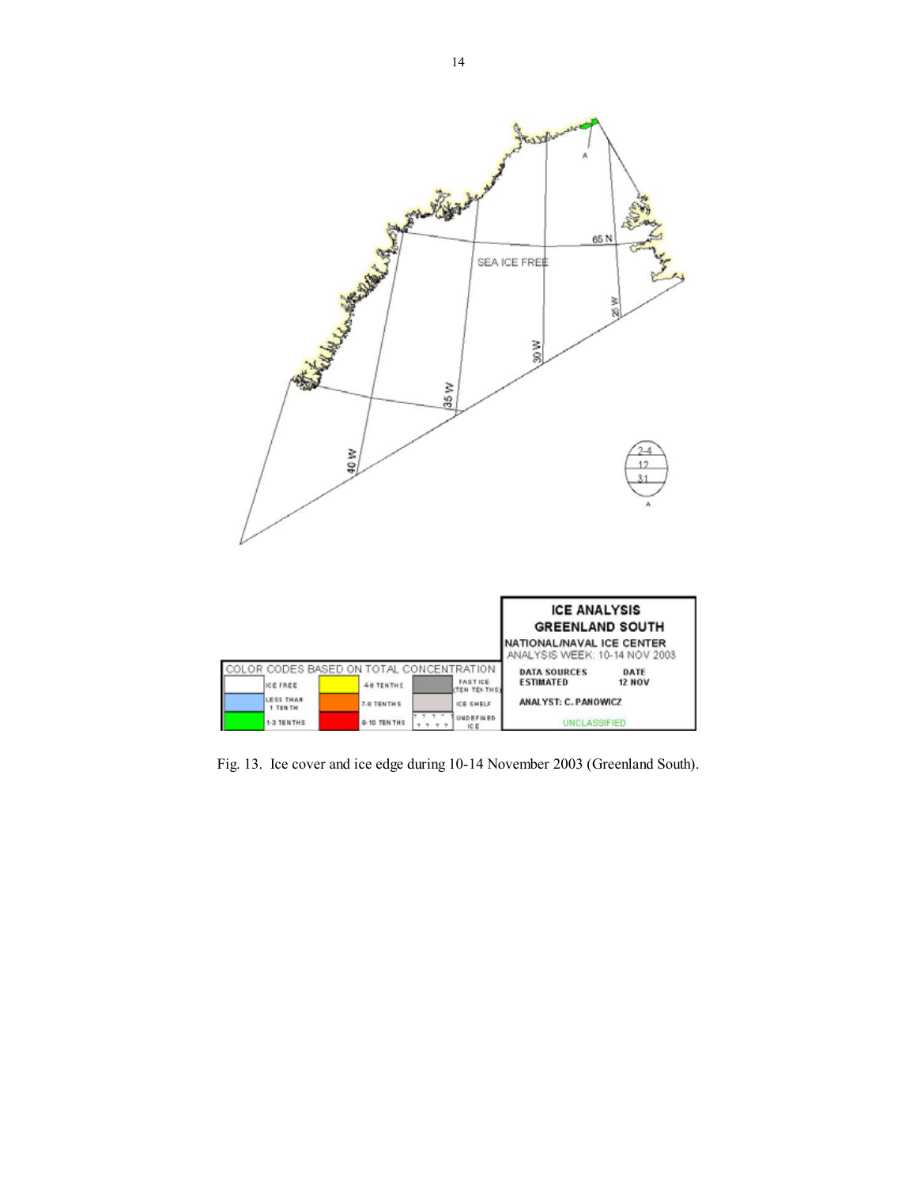Fig. 13. Ice cover and ice edge during 10-14 November 2003 (Greenland South).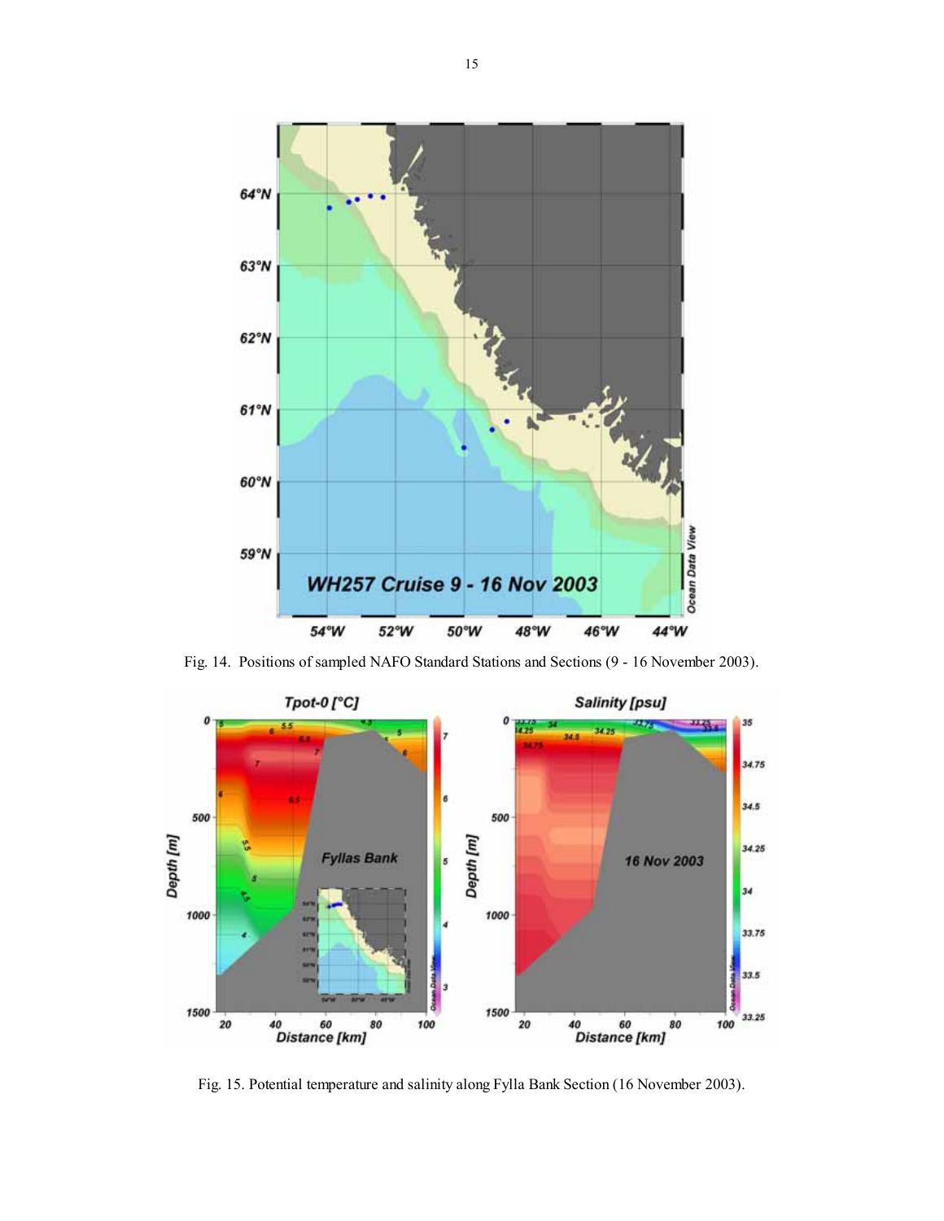Fig. 14. Positions of sampled NAFO Standard Stations and Sections (9 - 16 November 2003).

Fig. 15. Potential temperature and salinity along Fylla Bank Section (16 November 2003).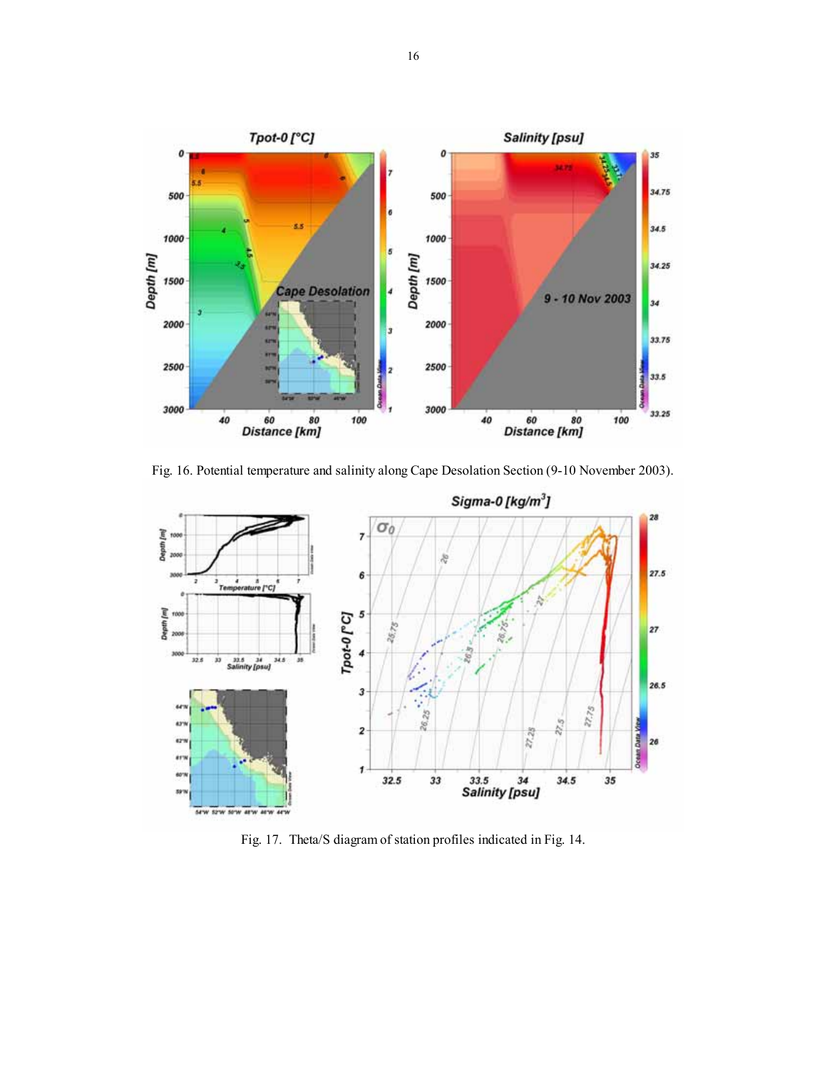Fig. 16. Potential temperature and salinity along Cape Desolation Section (9-10 November 2003).

Fig. 17. Theta/S diagram of station profiles indicated in Fig. 14.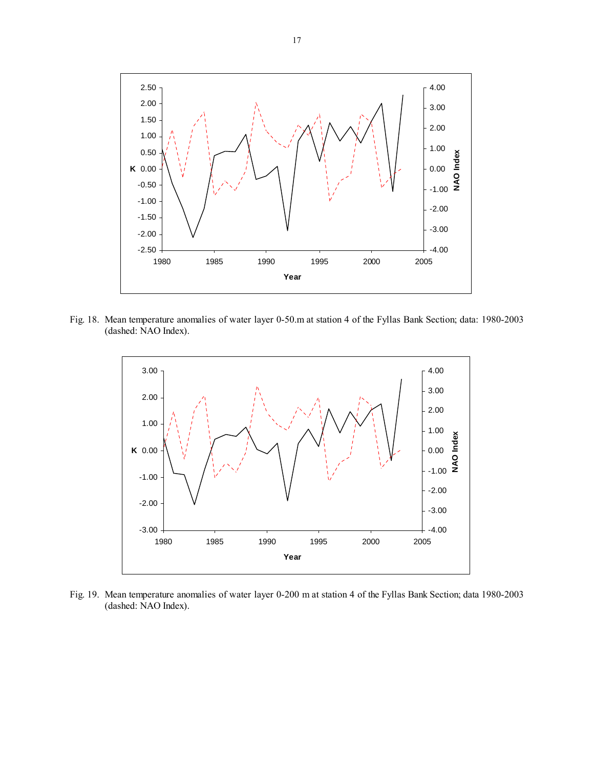Fig. 18. Mean temperature anomalies of water layer 0-50.m at station 4 of the Fyllas Bank Section; data: 1980-2003 (dashed: NAO Index).

Fig. 19. Mean temperature anomalies of water layer 0-200 m at station 4 of the Fyllas Bank Section; data 1980-2003 (dashed: NAO Index).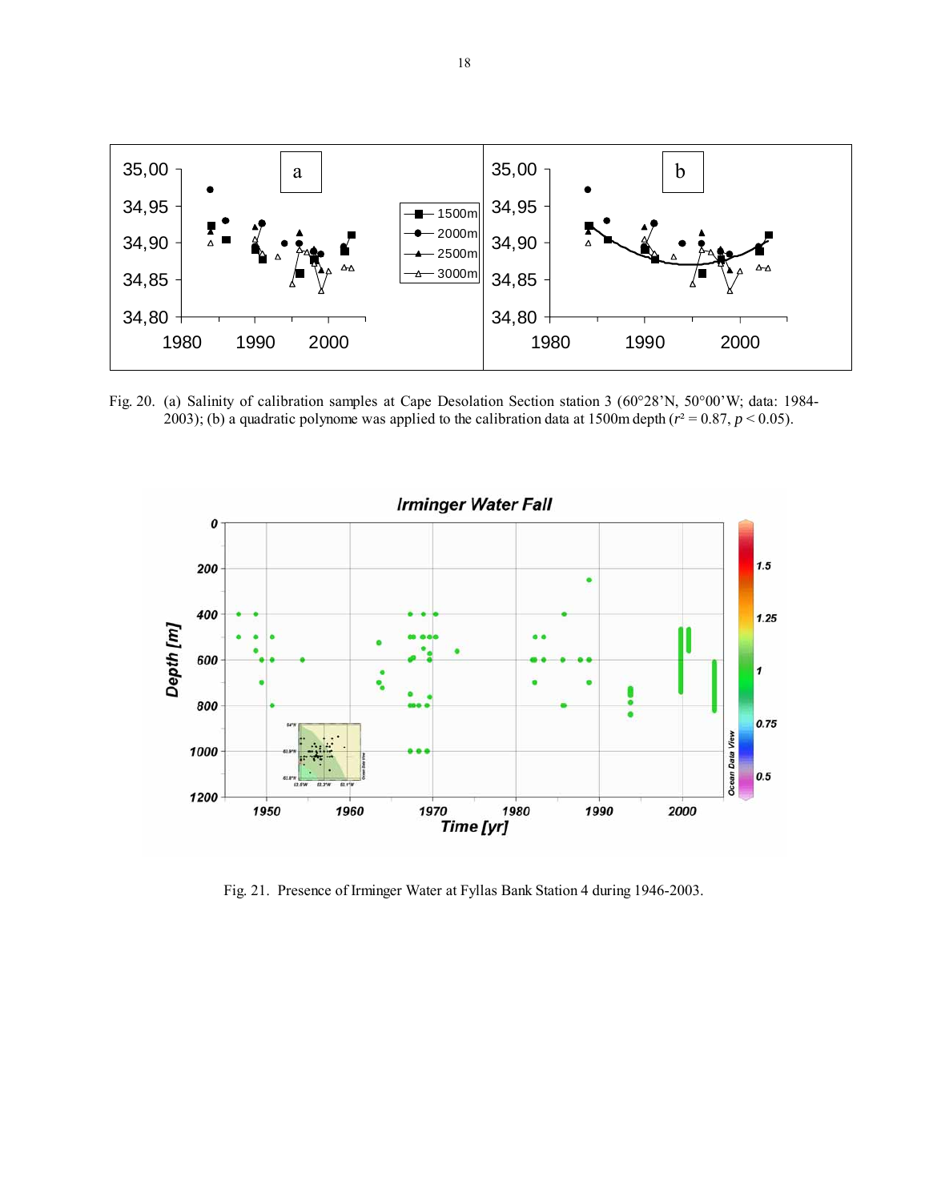35,00
34,95
34,90
34,85
34,80
1980 1990 2000

a

1500m
2000m
2500m
3000m

35,00
34,95
34,90
34,85
34,80
1980 1990 2000

b

Fig. 20. (a) Salinity of calibration samples at Cape Desolation Section station 3 (60°28'N, 50°00'W; data: 1984-2003); (b) a quadratic polynome was applied to the calibration data at 1500m depth ($r^2 = 0.87$, $p < 0.05$).

Irminger Water Fall

Depth [m]
0
200
400
600
800
1000
1200

1950 1960 1970 1980 1990 2000
Time [yr]

1.5
1.25
1
0.75
0.5

Ocean Data View

Fig. 21. Presence of Irminger Water at Fyllas Bank Station 4 during 1946-2003.